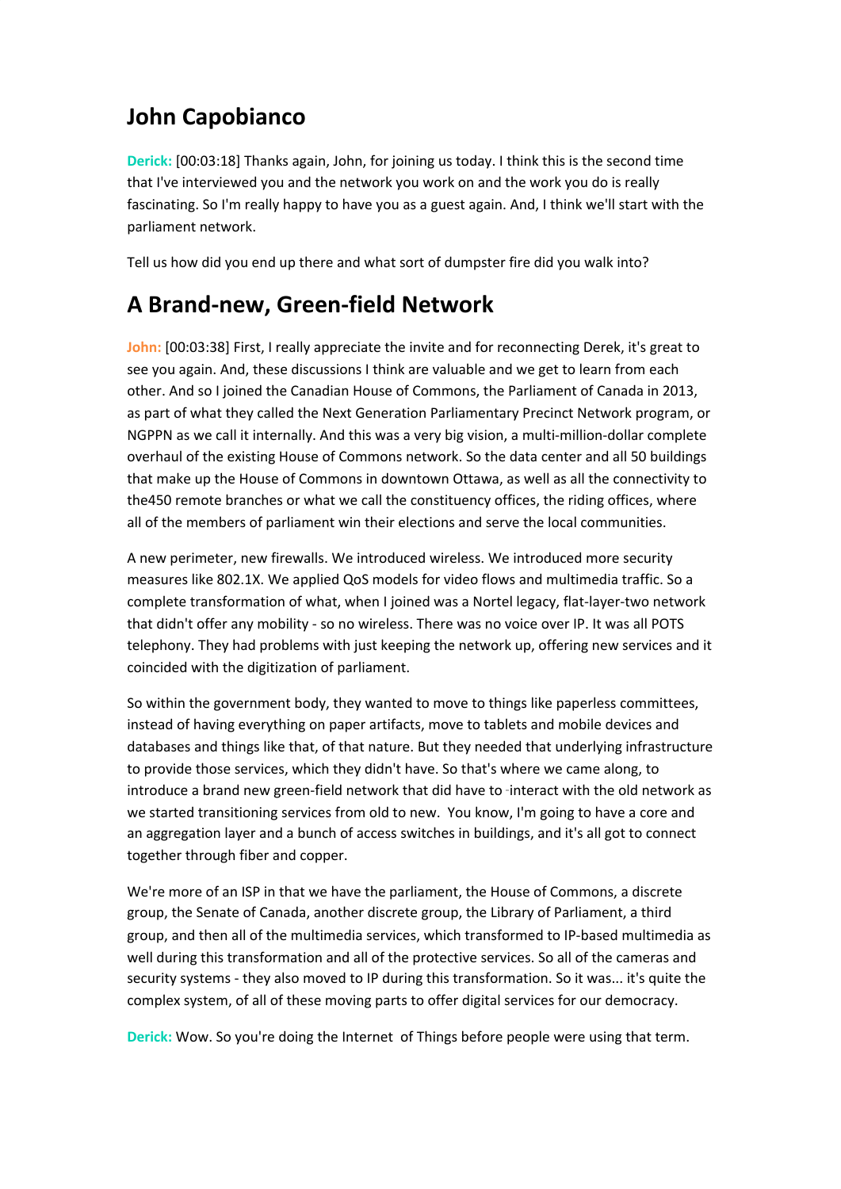# John Capobianco

**Derick:** [00:03:18] Thanks again, John, for joining us today. I think this is the second time that I've interviewed you and the network you work on and the work you do is really fascinating. So I'm really happy to have you as a guest again. And, I think we'll start with the parliament network.

Tell us how did you end up there and what sort of dumpster fire did you walk into?

## A Brand-new, Green-field Network

**John:** [00:03:38] First, I really appreciate the invite and for reconnecting Derek, it's great to see you again. And, these discussions I think are valuable and we get to learn from each other. And so I joined the Canadian House of Commons, the Parliament of Canada in 2013, as part of what they called the Next Generation Parliamentary Precinct Network program, or NGPPN as we call it internally. And this was a very big vision, a multi-million-dollar complete overhaul of the existing House of Commons network. So the data center and all 50 buildings that make up the House of Commons in downtown Ottawa, as well as all the connectivity to the450 remote branches or what we call the constituency offices, the riding offices, where all of the members of parliament win their elections and serve the local communities.

A new perimeter, new firewalls. We introduced wireless. We introduced more security measures like 802.1X. We applied QoS models for video flows and multimedia traffic. So a complete transformation of what, when I joined was a Nortel legacy, flat-layer-two network that didn't offer any mobility - so no wireless. There was no voice over IP. It was all POTS telephony. They had problems with just keeping the network up, offering new services and it coincided with the digitization of parliament.

So within the government body, they wanted to move to things like paperless committees, instead of having everything on paper artifacts, move to tablets and mobile devices and databases and things like that, of that nature. But they needed that underlying infrastructure to provide those services, which they didn't have. So that's where we came along, to introduce a brand new green-field network that did have to interact with the old network as we started transitioning services from old to new. You know, I'm going to have a core and an aggregation layer and a bunch of access switches in buildings, and it's all got to connect together through fiber and copper.

We're more of an ISP in that we have the parliament, the House of Commons, a discrete group, the Senate of Canada, another discrete group, the Library of Parliament, a third group, and then all of the multimedia services, which transformed to IP-based multimedia as well during this transformation and all of the protective services. So all of the cameras and security systems - they also moved to IP during this transformation. So it was... it's quite the complex system, of all of these moving parts to offer digital services for our democracy.

**Derick:** Wow. So you're doing the Internet of Things before people were using that term.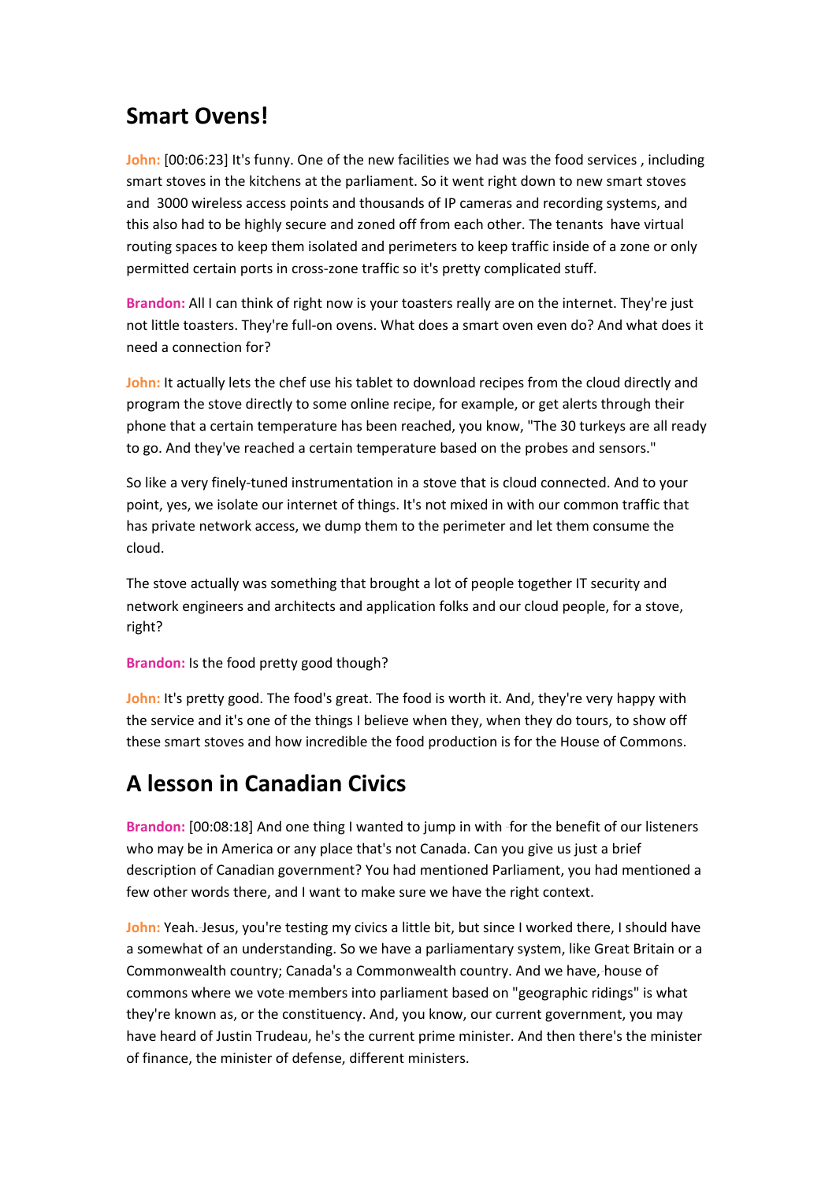## Smart Ovens!

**John:** [00:06:23] It's funny. One of the new facilities we had was the food services , including smart stoves in the kitchens at the parliament. So it went right down to new smart stoves and  3000 wireless access points and thousands of IP cameras and recording systems, and this also had to be highly secure and zoned off from each other. The tenants  have virtual routing spaces to keep them isolated and perimeters to keep traffic inside of a zone or only permitted certain ports in cross-zone traffic so it's pretty complicated stuff.

**Brandon:** All I can think of right now is your toasters really are on the internet. They're just not little toasters. They're full-on ovens. What does a smart oven even do? And what does it need a connection for?

**John:** It actually lets the chef use his tablet to download recipes from the cloud directly and program the stove directly to some online recipe, for example, or get alerts through their phone that a certain temperature has been reached, you know, "The 30 turkeys are all ready to go. And they've reached a certain temperature based on the probes and sensors."

So like a very finely-tuned instrumentation in a stove that is cloud connected. And to your point, yes, we isolate our internet of things. It's not mixed in with our common traffic that has private network access, we dump them to the perimeter and let them consume the cloud.

The stove actually was something that brought a lot of people together IT security and network engineers and architects and application folks and our cloud people, for a stove, right?

**Brandon:** Is the food pretty good though?

**John:** It's pretty good. The food's great. The food is worth it. And, they're very happy with the service and it's one of the things I believe when they, when they do tours, to show off these smart stoves and how incredible the food production is for the House of Commons.

## A lesson in Canadian Civics

**Brandon:** [00:08:18] And one thing I wanted to jump in with  for the benefit of our listeners who may be in America or any place that's not Canada. Can you give us just a brief description of Canadian government? You had mentioned Parliament, you had mentioned a few other words there, and I want to make sure we have the right context.

**John:** Yeah. Jesus, you're testing my civics a little bit, but since I worked there, I should have a somewhat of an understanding. So we have a parliamentary system, like Great Britain or a Commonwealth country; Canada's a Commonwealth country. And we have, house of commons where we vote members into parliament based on "geographic ridings" is what they're known as, or the constituency. And, you know, our current government, you may have heard of Justin Trudeau, he's the current prime minister. And then there's the minister of finance, the minister of defense, different ministers.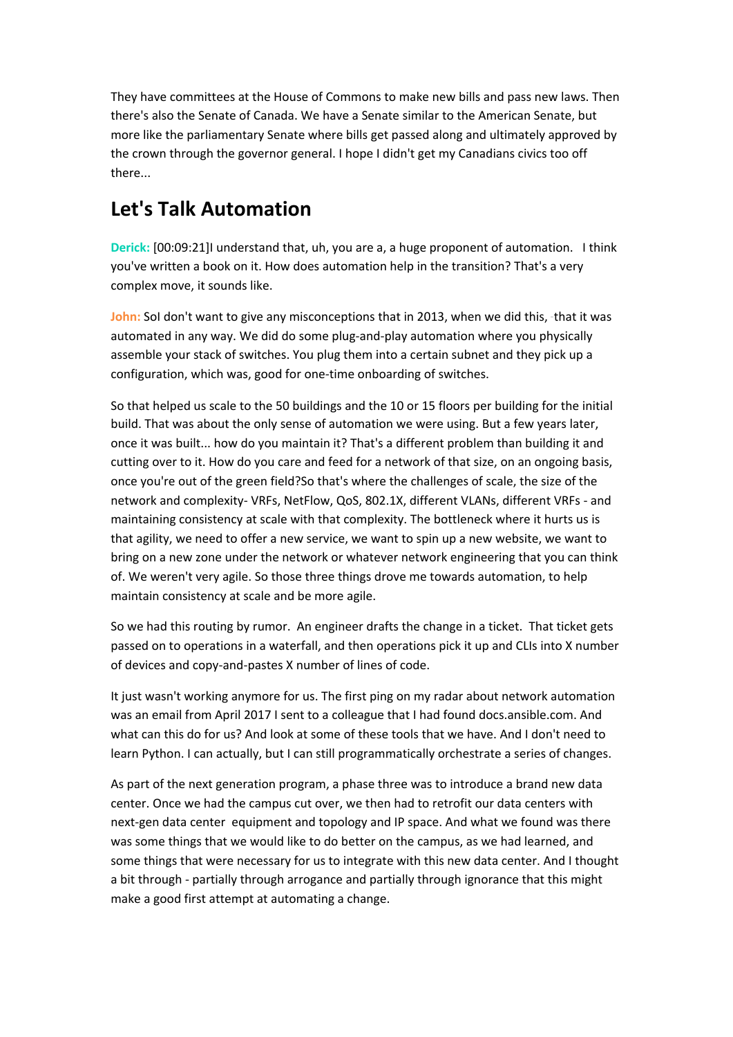They have committees at the House of Commons to make new bills and pass new laws. Then there's also the Senate of Canada. We have a Senate similar to the American Senate, but more like the parliamentary Senate where bills get passed along and ultimately approved by the crown through the governor general. I hope I didn't get my Canadians civics too off there...

## Let's Talk Automation

**Derick:** [00:09:21]I understand that, uh, you are a, a huge proponent of automation. I think you've written a book on it. How does automation help in the transition? That's a very complex move, it sounds like.

**John:** SoI don't want to give any misconceptions that in 2013, when we did this, that it was automated in any way. We did do some plug-and-play automation where you physically assemble your stack of switches. You plug them into a certain subnet and they pick up a configuration, which was, good for one-time onboarding of switches.

So that helped us scale to the 50 buildings and the 10 or 15 floors per building for the initial build. That was about the only sense of automation we were using. But a few years later, once it was built... how do you maintain it? That's a different problem than building it and cutting over to it. How do you care and feed for a network of that size, on an ongoing basis, once you're out of the green field?So that's where the challenges of scale, the size of the network and complexity- VRFs, NetFlow, QoS, 802.1X, different VLANs, different VRFs - and maintaining consistency at scale with that complexity. The bottleneck where it hurts us is that agility, we need to offer a new service, we want to spin up a new website, we want to bring on a new zone under the network or whatever network engineering that you can think of. We weren't very agile. So those three things drove me towards automation, to help maintain consistency at scale and be more agile.

So we had this routing by rumor. An engineer drafts the change in a ticket. That ticket gets passed on to operations in a waterfall, and then operations pick it up and CLIs into X number of devices and copy-and-pastes X number of lines of code.

It just wasn't working anymore for us. The first ping on my radar about network automation was an email from April 2017 I sent to a colleague that I had found docs.ansible.com. And what can this do for us? And look at some of these tools that we have. And I don't need to learn Python. I can actually, but I can still programmatically orchestrate a series of changes.

As part of the next generation program, a phase three was to introduce a brand new data center. Once we had the campus cut over, we then had to retrofit our data centers with next-gen data center equipment and topology and IP space. And what we found was there was some things that we would like to do better on the campus, as we had learned, and some things that were necessary for us to integrate with this new data center. And I thought a bit through - partially through arrogance and partially through ignorance that this might make a good first attempt at automating a change.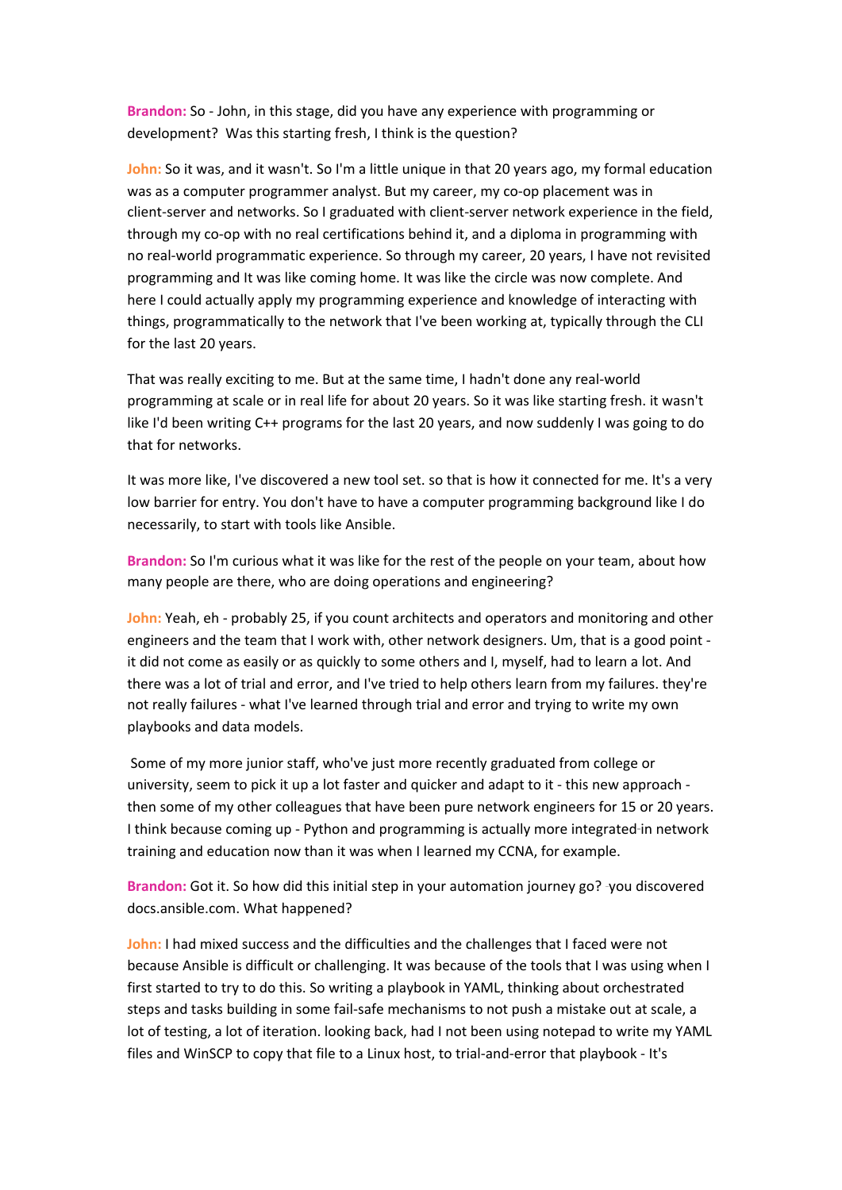**Brandon:** So - John, in this stage, did you have any experience with programming or development? Was this starting fresh, I think is the question?

**John:** So it was, and it wasn't. So I'm a little unique in that 20 years ago, my formal education was as a computer programmer analyst. But my career, my co-op placement was in client-server and networks. So I graduated with client-server network experience in the field, through my co-op with no real certifications behind it, and a diploma in programming with no real-world programmatic experience. So through my career, 20 years, I have not revisited programming and It was like coming home. It was like the circle was now complete. And here I could actually apply my programming experience and knowledge of interacting with things, programmatically to the network that I've been working at, typically through the CLI for the last 20 years.

That was really exciting to me. But at the same time, I hadn't done any real-world programming at scale or in real life for about 20 years. So it was like starting fresh. it wasn't like I'd been writing C++ programs for the last 20 years, and now suddenly I was going to do that for networks.

It was more like, I've discovered a new tool set. so that is how it connected for me. It's a very low barrier for entry. You don't have to have a computer programming background like I do necessarily, to start with tools like Ansible.

**Brandon:** So I'm curious what it was like for the rest of the people on your team, about how many people are there, who are doing operations and engineering?

**John:** Yeah, eh - probably 25, if you count architects and operators and monitoring and other engineers and the team that I work with, other network designers. Um, that is a good point - it did not come as easily or as quickly to some others and I, myself, had to learn a lot. And there was a lot of trial and error, and I've tried to help others learn from my failures. they're not really failures - what I've learned through trial and error and trying to write my own playbooks and data models.

Some of my more junior staff, who've just more recently graduated from college or university, seem to pick it up a lot faster and quicker and adapt to it - this new approach - then some of my other colleagues that have been pure network engineers for 15 or 20 years. I think because coming up - Python and programming is actually more integrated in network training and education now than it was when I learned my CCNA, for example.

**Brandon:** Got it. So how did this initial step in your automation journey go? you discovered docs.ansible.com. What happened?

**John:** I had mixed success and the difficulties and the challenges that I faced were not because Ansible is difficult or challenging. It was because of the tools that I was using when I first started to try to do this. So writing a playbook in YAML, thinking about orchestrated steps and tasks building in some fail-safe mechanisms to not push a mistake out at scale, a lot of testing, a lot of iteration. looking back, had I not been using notepad to write my YAML files and WinSCP to copy that file to a Linux host, to trial-and-error that playbook - It's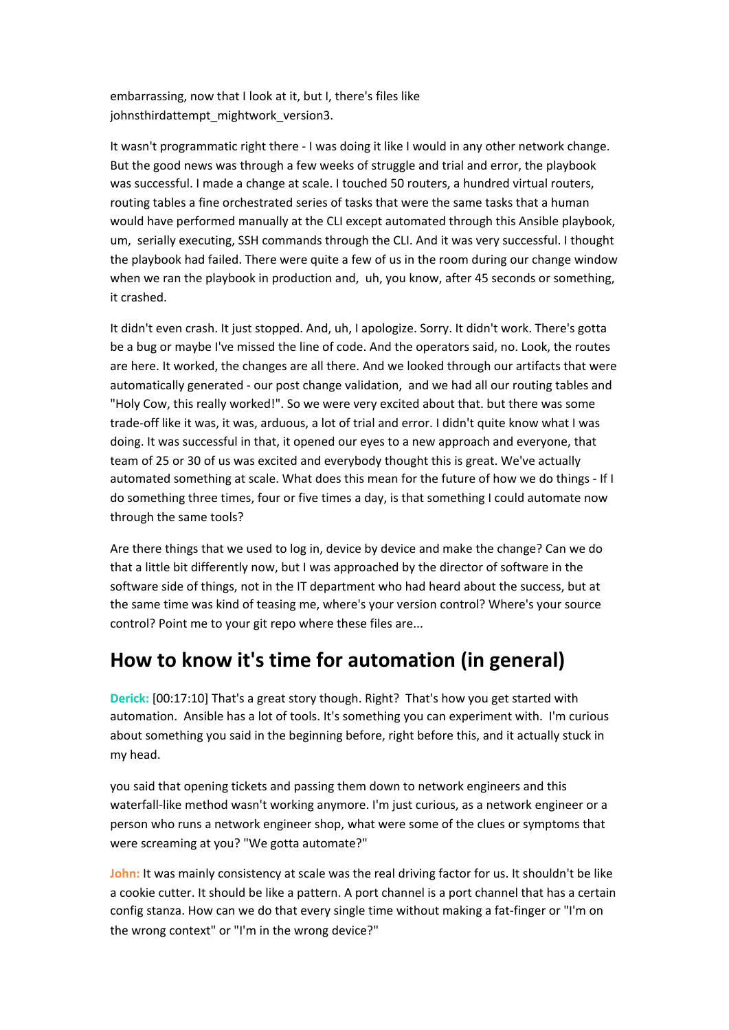embarrassing, now that I look at it, but I, there's files like johnsthirdattempt_mightwork_version3.

It wasn't programmatic right there - I was doing it like I would in any other network change. But the good news was through a few weeks of struggle and trial and error, the playbook was successful. I made a change at scale. I touched 50 routers, a hundred virtual routers, routing tables a fine orchestrated series of tasks that were the same tasks that a human would have performed manually at the CLI except automated through this Ansible playbook, um, serially executing, SSH commands through the CLI. And it was very successful. I thought the playbook had failed. There were quite a few of us in the room during our change window when we ran the playbook in production and, uh, you know, after 45 seconds or something, it crashed.

It didn't even crash. It just stopped. And, uh, I apologize. Sorry. It didn't work. There's gotta be a bug or maybe I've missed the line of code. And the operators said, no. Look, the routes are here. It worked, the changes are all there. And we looked through our artifacts that were automatically generated - our post change validation, and we had all our routing tables and "Holy Cow, this really worked!". So we were very excited about that. but there was some trade-off like it was, it was, arduous, a lot of trial and error. I didn't quite know what I was doing. It was successful in that, it opened our eyes to a new approach and everyone, that team of 25 or 30 of us was excited and everybody thought this is great. We've actually automated something at scale. What does this mean for the future of how we do things - If I do something three times, four or five times a day, is that something I could automate now through the same tools?

Are there things that we used to log in, device by device and make the change? Can we do that a little bit differently now, but I was approached by the director of software in the software side of things, not in the IT department who had heard about the success, but at the same time was kind of teasing me, where's your version control? Where's your source control? Point me to your git repo where these files are...

## How to know it's time for automation (in general)

**Derick:** [00:17:10] That's a great story though. Right? That's how you get started with automation. Ansible has a lot of tools. It's something you can experiment with. I'm curious about something you said in the beginning before, right before this, and it actually stuck in my head.

you said that opening tickets and passing them down to network engineers and this waterfall-like method wasn't working anymore. I'm just curious, as a network engineer or a person who runs a network engineer shop, what were some of the clues or symptoms that were screaming at you? "We gotta automate?"

**John:** It was mainly consistency at scale was the real driving factor for us. It shouldn't be like a cookie cutter. It should be like a pattern. A port channel is a port channel that has a certain config stanza. How can we do that every single time without making a fat-finger or "I'm on the wrong context" or "I'm in the wrong device?"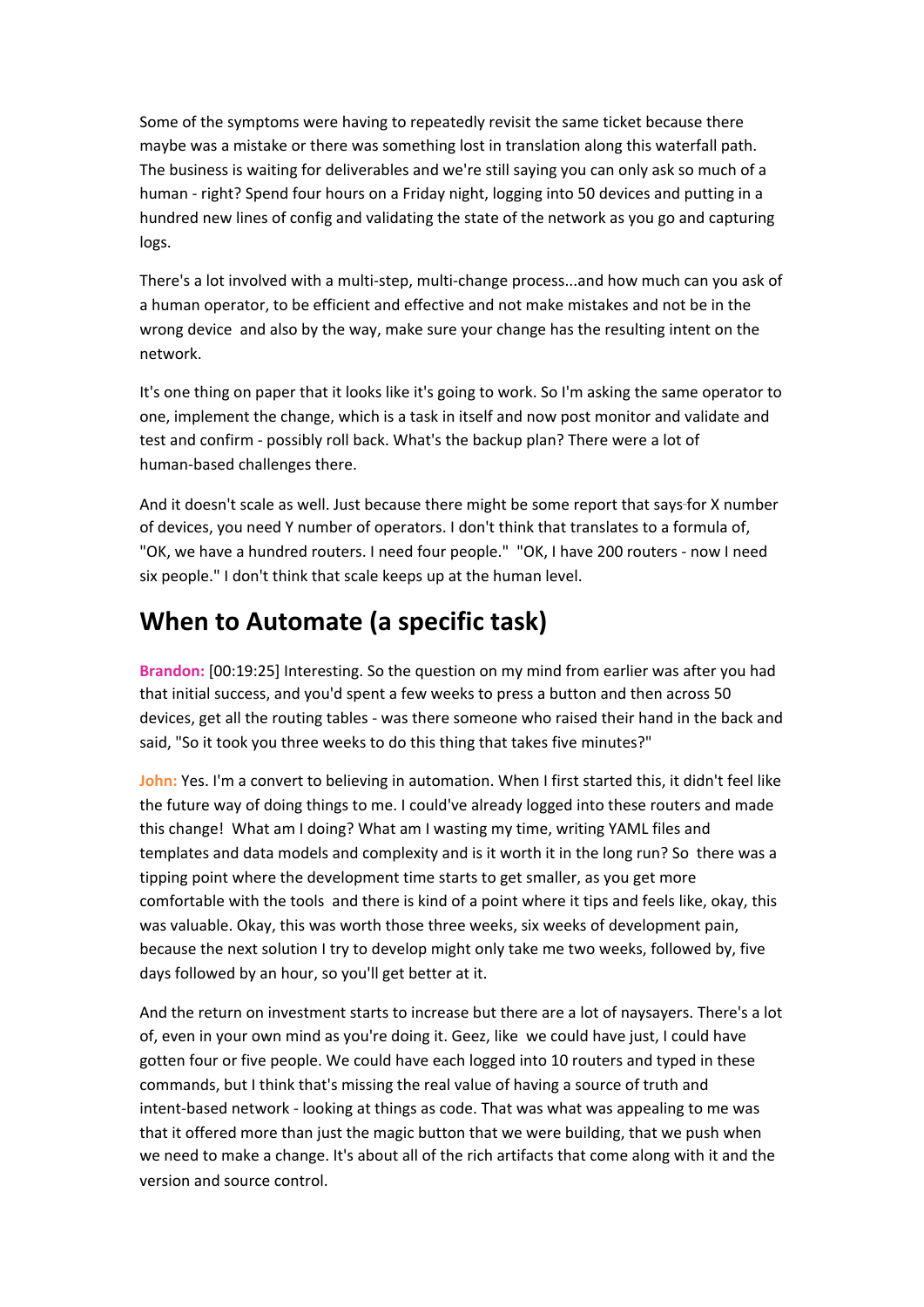Some of the symptoms were having to repeatedly revisit the same ticket because there maybe was a mistake or there was something lost in translation along this waterfall path. The business is waiting for deliverables and we're still saying you can only ask so much of a human - right? Spend four hours on a Friday night, logging into 50 devices and putting in a hundred new lines of config and validating the state of the network as you go and capturing logs.

There's a lot involved with a multi-step, multi-change process...and how much can you ask of a human operator, to be efficient and effective and not make mistakes and not be in the wrong device and also by the way, make sure your change has the resulting intent on the network.

It's one thing on paper that it looks like it's going to work. So I'm asking the same operator to one, implement the change, which is a task in itself and now post monitor and validate and test and confirm - possibly roll back. What's the backup plan? There were a lot of human-based challenges there.

And it doesn't scale as well. Just because there might be some report that says for X number of devices, you need Y number of operators. I don't think that translates to a formula of, "OK, we have a hundred routers. I need four people." "OK, I have 200 routers - now I need six people." I don't think that scale keeps up at the human level.

## When to Automate (a specific task)

**Brandon:** [00:19:25] Interesting. So the question on my mind from earlier was after you had that initial success, and you'd spent a few weeks to press a button and then across 50 devices, get all the routing tables - was there someone who raised their hand in the back and said, "So it took you three weeks to do this thing that takes five minutes?"

**John:** Yes. I'm a convert to believing in automation. When I first started this, it didn't feel like the future way of doing things to me. I could've already logged into these routers and made this change! What am I doing? What am I wasting my time, writing YAML files and templates and data models and complexity and is it worth it in the long run? So there was a tipping point where the development time starts to get smaller, as you get more comfortable with the tools and there is kind of a point where it tips and feels like, okay, this was valuable. Okay, this was worth those three weeks, six weeks of development pain, because the next solution I try to develop might only take me two weeks, followed by, five days followed by an hour, so you'll get better at it.

And the return on investment starts to increase but there are a lot of naysayers. There's a lot of, even in your own mind as you're doing it. Geez, like we could have just, I could have gotten four or five people. We could have each logged into 10 routers and typed in these commands, but I think that's missing the real value of having a source of truth and intent-based network - looking at things as code. That was what was appealing to me was that it offered more than just the magic button that we were building, that we push when we need to make a change. It's about all of the rich artifacts that come along with it and the version and source control.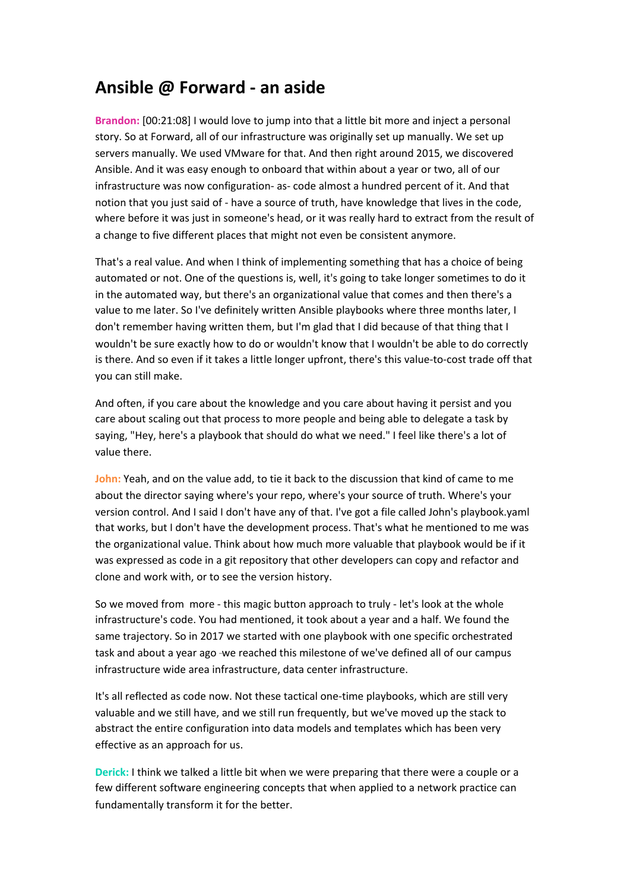## Ansible @ Forward - an aside

**Brandon:** [00:21:08] I would love to jump into that a little bit more and inject a personal story. So at Forward, all of our infrastructure was originally set up manually. We set up servers manually. We used VMware for that. And then right around 2015, we discovered Ansible. And it was easy enough to onboard that within about a year or two, all of our infrastructure was now configuration- as- code almost a hundred percent of it. And that notion that you just said of - have a source of truth, have knowledge that lives in the code, where before it was just in someone's head, or it was really hard to extract from the result of a change to five different places that might not even be consistent anymore.

That's a real value. And when I think of implementing something that has a choice of being automated or not. One of the questions is, well, it's going to take longer sometimes to do it in the automated way, but there's an organizational value that comes and then there's a value to me later. So I've definitely written Ansible playbooks where three months later, I don't remember having written them, but I'm glad that I did because of that thing that I wouldn't be sure exactly how to do or wouldn't know that I wouldn't be able to do correctly is there. And so even if it takes a little longer upfront, there's this value-to-cost trade off that you can still make.

And often, if you care about the knowledge and you care about having it persist and you care about scaling out that process to more people and being able to delegate a task by saying, "Hey, here's a playbook that should do what we need." I feel like there's a lot of value there.

**John:** Yeah, and on the value add, to tie it back to the discussion that kind of came to me about the director saying where's your repo, where's your source of truth. Where's your version control. And I said I don't have any of that. I've got a file called John's playbook.yaml that works, but I don't have the development process. That's what he mentioned to me was the organizational value. Think about how much more valuable that playbook would be if it was expressed as code in a git repository that other developers can copy and refactor and clone and work with, or to see the version history.

So we moved from more - this magic button approach to truly - let's look at the whole infrastructure's code. You had mentioned, it took about a year and a half. We found the same trajectory. So in 2017 we started with one playbook with one specific orchestrated task and about a year ago we reached this milestone of we've defined all of our campus infrastructure wide area infrastructure, data center infrastructure.

It's all reflected as code now. Not these tactical one-time playbooks, which are still very valuable and we still have, and we still run frequently, but we've moved up the stack to abstract the entire configuration into data models and templates which has been very effective as an approach for us.

**Derick:** I think we talked a little bit when we were preparing that there were a couple or a few different software engineering concepts that when applied to a network practice can fundamentally transform it for the better.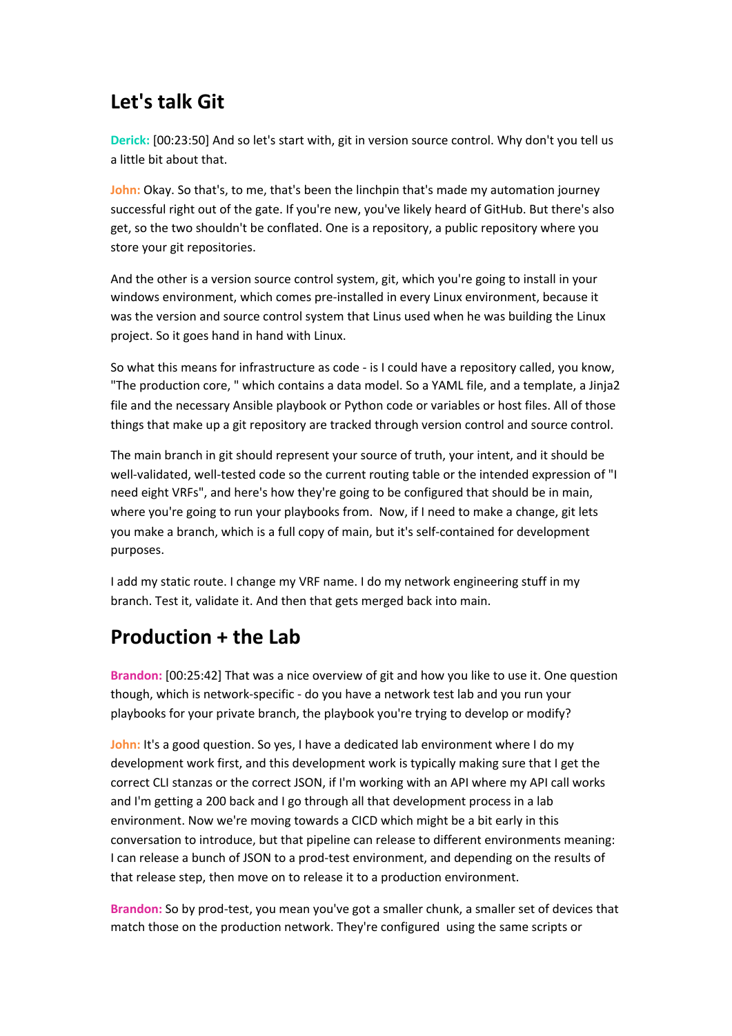## Let's talk Git

**Derick:** [00:23:50] And so let's start with, git in version source control. Why don't you tell us a little bit about that.

**John:** Okay. So that's, to me, that's been the linchpin that's made my automation journey successful right out of the gate. If you're new, you've likely heard of GitHub. But there's also get, so the two shouldn't be conflated. One is a repository, a public repository where you store your git repositories.

And the other is a version source control system, git, which you're going to install in your windows environment, which comes pre-installed in every Linux environment, because it was the version and source control system that Linus used when he was building the Linux project. So it goes hand in hand with Linux.

So what this means for infrastructure as code - is I could have a repository called, you know, "The production core, " which contains a data model. So a YAML file, and a template, a Jinja2 file and the necessary Ansible playbook or Python code or variables or host files. All of those things that make up a git repository are tracked through version control and source control.

The main branch in git should represent your source of truth, your intent, and it should be well-validated, well-tested code so the current routing table or the intended expression of "I need eight VRFs", and here's how they're going to be configured that should be in main, where you're going to run your playbooks from. Now, if I need to make a change, git lets you make a branch, which is a full copy of main, but it's self-contained for development purposes.

I add my static route. I change my VRF name. I do my network engineering stuff in my branch. Test it, validate it. And then that gets merged back into main.

## Production + the Lab

**Brandon:** [00:25:42] That was a nice overview of git and how you like to use it. One question though, which is network-specific - do you have a network test lab and you run your playbooks for your private branch, the playbook you're trying to develop or modify?

**John:** It's a good question. So yes, I have a dedicated lab environment where I do my development work first, and this development work is typically making sure that I get the correct CLI stanzas or the correct JSON, if I'm working with an API where my API call works and I'm getting a 200 back and I go through all that development process in a lab environment. Now we're moving towards a CICD which might be a bit early in this conversation to introduce, but that pipeline can release to different environments meaning: I can release a bunch of JSON to a prod-test environment, and depending on the results of that release step, then move on to release it to a production environment.

**Brandon:** So by prod-test, you mean you've got a smaller chunk, a smaller set of devices that match those on the production network. They're configured using the same scripts or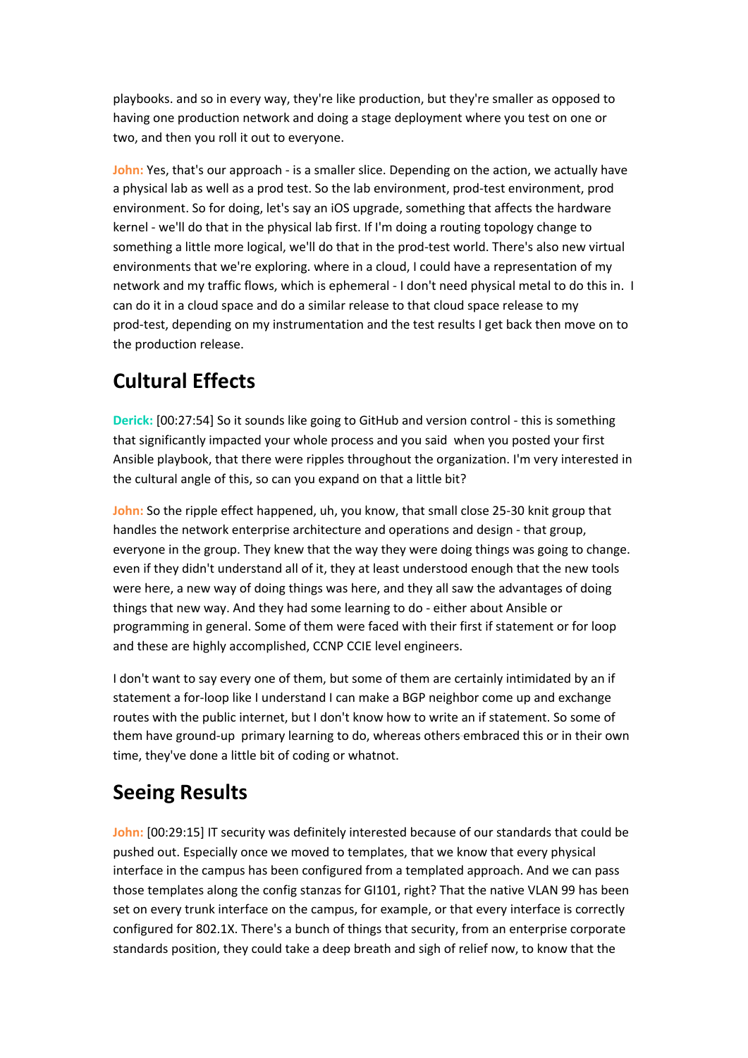playbooks. and so in every way, they're like production, but they're smaller as opposed to having one production network and doing a stage deployment where you test on one or two, and then you roll it out to everyone.

**John:** Yes, that's our approach - is a smaller slice. Depending on the action, we actually have a physical lab as well as a prod test. So the lab environment, prod-test environment, prod environment. So for doing, let's say an iOS upgrade, something that affects the hardware kernel - we'll do that in the physical lab first. If I'm doing a routing topology change to something a little more logical, we'll do that in the prod-test world. There's also new virtual environments that we're exploring. where in a cloud, I could have a representation of my network and my traffic flows, which is ephemeral - I don't need physical metal to do this in. I can do it in a cloud space and do a similar release to that cloud space release to my prod-test, depending on my instrumentation and the test results I get back then move on to the production release.

## Cultural Effects

**Derick:** [00:27:54] So it sounds like going to GitHub and version control - this is something that significantly impacted your whole process and you said when you posted your first Ansible playbook, that there were ripples throughout the organization. I'm very interested in the cultural angle of this, so can you expand on that a little bit?

**John:** So the ripple effect happened, uh, you know, that small close 25-30 knit group that handles the network enterprise architecture and operations and design - that group, everyone in the group. They knew that the way they were doing things was going to change. even if they didn't understand all of it, they at least understood enough that the new tools were here, a new way of doing things was here, and they all saw the advantages of doing things that new way. And they had some learning to do - either about Ansible or programming in general. Some of them were faced with their first if statement or for loop and these are highly accomplished, CCNP CCIE level engineers.

I don't want to say every one of them, but some of them are certainly intimidated by an if statement a for-loop like I understand I can make a BGP neighbor come up and exchange routes with the public internet, but I don't know how to write an if statement. So some of them have ground-up primary learning to do, whereas others embraced this or in their own time, they've done a little bit of coding or whatnot.

## Seeing Results

**John:** [00:29:15] IT security was definitely interested because of our standards that could be pushed out. Especially once we moved to templates, that we know that every physical interface in the campus has been configured from a templated approach. And we can pass those templates along the config stanzas for GI101, right? That the native VLAN 99 has been set on every trunk interface on the campus, for example, or that every interface is correctly configured for 802.1X. There's a bunch of things that security, from an enterprise corporate standards position, they could take a deep breath and sigh of relief now, to know that the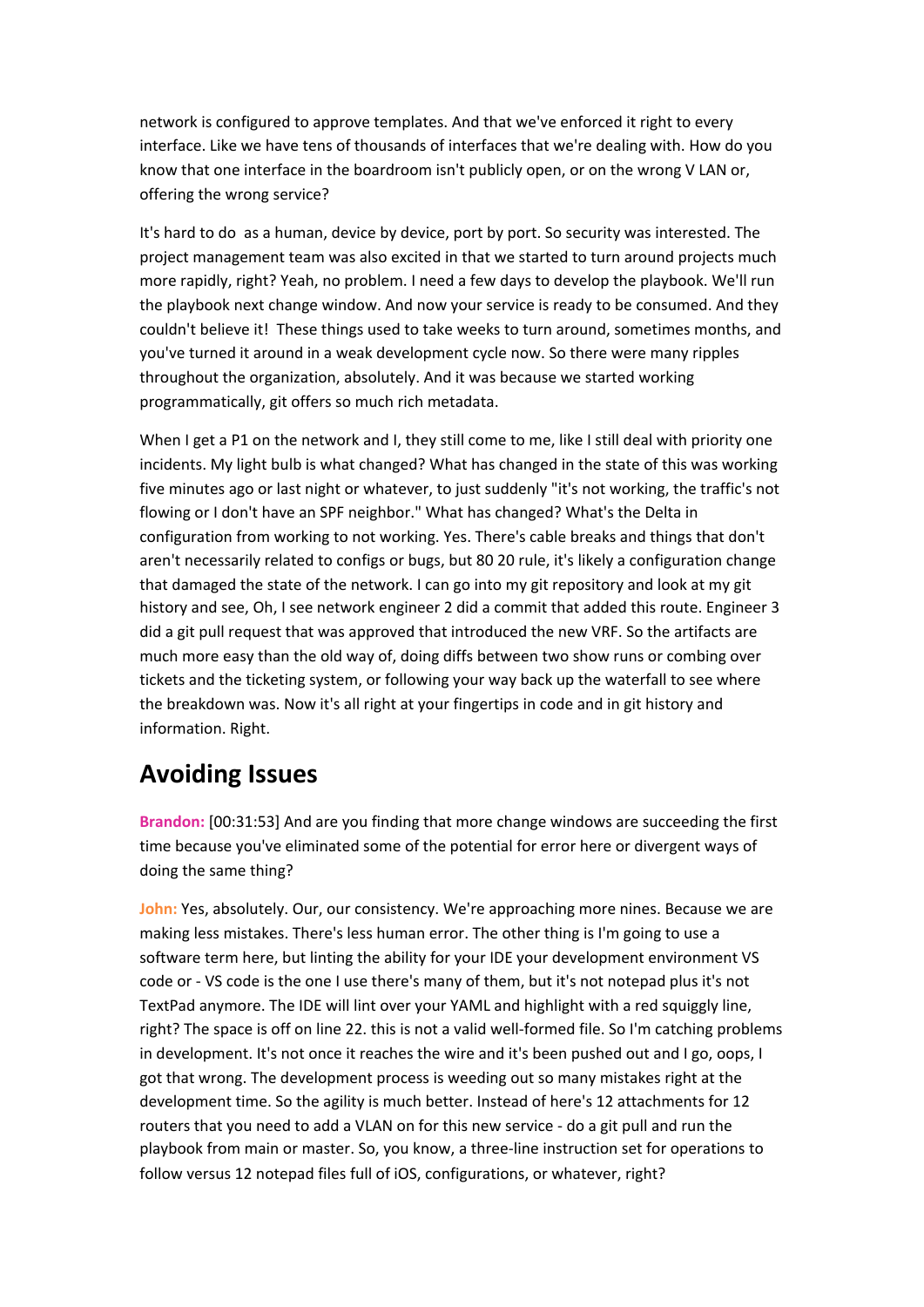network is configured to approve templates. And that we've enforced it right to every interface. Like we have tens of thousands of interfaces that we're dealing with. How do you know that one interface in the boardroom isn't publicly open, or on the wrong V LAN or, offering the wrong service?

It's hard to do  as a human, device by device, port by port. So security was interested. The project management team was also excited in that we started to turn around projects much more rapidly, right? Yeah, no problem. I need a few days to develop the playbook. We'll run the playbook next change window. And now your service is ready to be consumed. And they couldn't believe it!  These things used to take weeks to turn around, sometimes months, and you've turned it around in a weak development cycle now. So there were many ripples throughout the organization, absolutely. And it was because we started working programmatically, git offers so much rich metadata.

When I get a P1 on the network and I, they still come to me, like I still deal with priority one incidents. My light bulb is what changed? What has changed in the state of this was working five minutes ago or last night or whatever, to just suddenly "it's not working, the traffic's not flowing or I don't have an SPF neighbor." What has changed? What's the Delta in configuration from working to not working. Yes. There's cable breaks and things that don't aren't necessarily related to configs or bugs, but 80 20 rule, it's likely a configuration change that damaged the state of the network. I can go into my git repository and look at my git history and see, Oh, I see network engineer 2 did a commit that added this route. Engineer 3 did a git pull request that was approved that introduced the new VRF. So the artifacts are much more easy than the old way of, doing diffs between two show runs or combing over tickets and the ticketing system, or following your way back up the waterfall to see where the breakdown was. Now it's all right at your fingertips in code and in git history and information. Right.

## Avoiding Issues

**Brandon:** [00:31:53] And are you finding that more change windows are succeeding the first time because you've eliminated some of the potential for error here or divergent ways of doing the same thing?

**John:** Yes, absolutely. Our, our consistency. We're approaching more nines. Because we are making less mistakes. There's less human error. The other thing is I'm going to use a software term here, but linting the ability for your IDE your development environment VS code or - VS code is the one I use there's many of them, but it's not notepad plus it's not TextPad anymore. The IDE will lint over your YAML and highlight with a red squiggly line, right? The space is off on line 22. this is not a valid well-formed file. So I'm catching problems in development. It's not once it reaches the wire and it's been pushed out and I go, oops, I got that wrong. The development process is weeding out so many mistakes right at the development time. So the agility is much better. Instead of here's 12 attachments for 12 routers that you need to add a VLAN on for this new service - do a git pull and run the playbook from main or master. So, you know, a three-line instruction set for operations to follow versus 12 notepad files full of iOS, configurations, or whatever, right?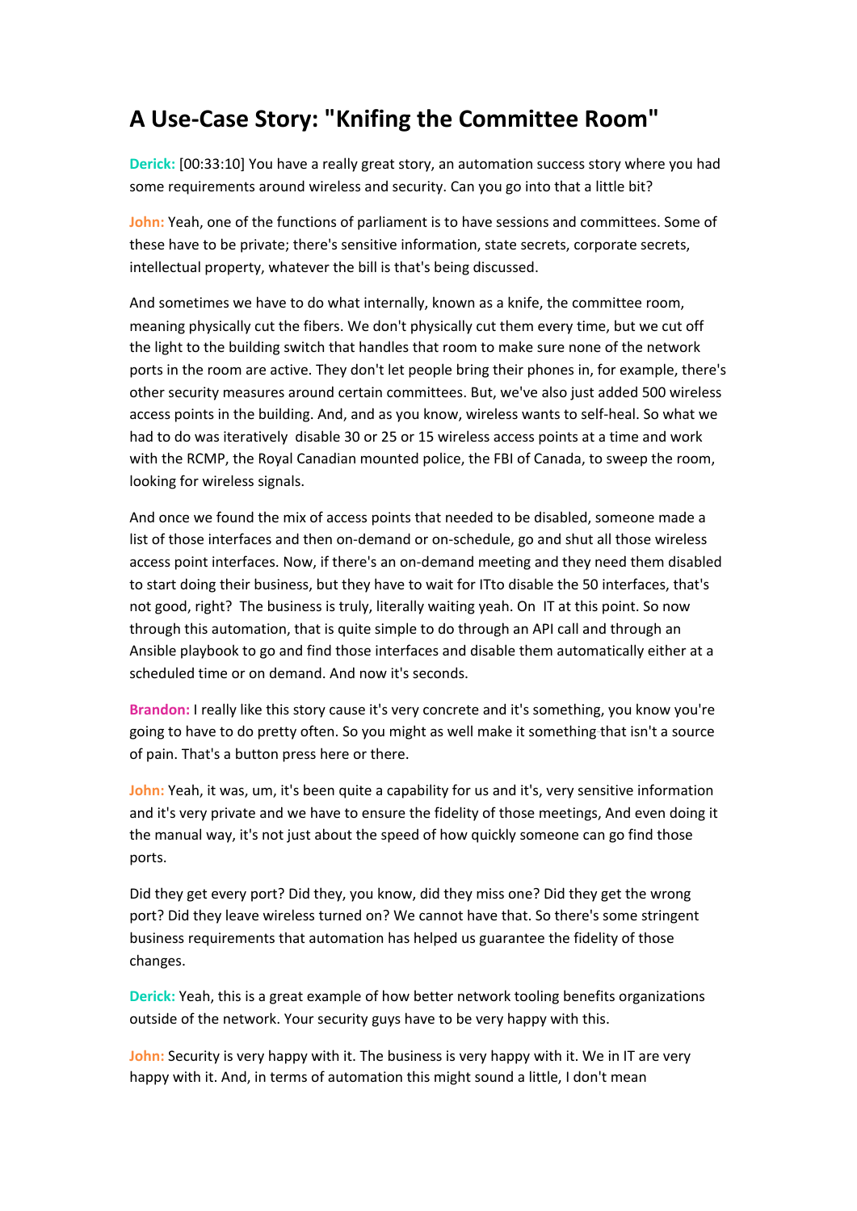## A Use-Case Story: "Knifing the Committee Room"

**Derick:** [00:33:10] You have a really great story, an automation success story where you had some requirements around wireless and security. Can you go into that a little bit?

**John:** Yeah, one of the functions of parliament is to have sessions and committees. Some of these have to be private; there's sensitive information, state secrets, corporate secrets, intellectual property, whatever the bill is that's being discussed.

And sometimes we have to do what internally, known as a knife, the committee room, meaning physically cut the fibers. We don't physically cut them every time, but we cut off the light to the building switch that handles that room to make sure none of the network ports in the room are active. They don't let people bring their phones in, for example, there's other security measures around certain committees. But, we've also just added 500 wireless access points in the building. And, and as you know, wireless wants to self-heal. So what we had to do was iteratively disable 30 or 25 or 15 wireless access points at a time and work with the RCMP, the Royal Canadian mounted police, the FBI of Canada, to sweep the room, looking for wireless signals.

And once we found the mix of access points that needed to be disabled, someone made a list of those interfaces and then on-demand or on-schedule, go and shut all those wireless access point interfaces. Now, if there's an on-demand meeting and they need them disabled to start doing their business, but they have to wait for ITto disable the 50 interfaces, that's not good, right? The business is truly, literally waiting yeah. On IT at this point. So now through this automation, that is quite simple to do through an API call and through an Ansible playbook to go and find those interfaces and disable them automatically either at a scheduled time or on demand. And now it's seconds.

**Brandon:** I really like this story cause it's very concrete and it's something, you know you're going to have to do pretty often. So you might as well make it something that isn't a source of pain. That's a button press here or there.

**John:** Yeah, it was, um, it's been quite a capability for us and it's, very sensitive information and it's very private and we have to ensure the fidelity of those meetings, And even doing it the manual way, it's not just about the speed of how quickly someone can go find those ports.

Did they get every port? Did they, you know, did they miss one? Did they get the wrong port? Did they leave wireless turned on? We cannot have that. So there's some stringent business requirements that automation has helped us guarantee the fidelity of those changes.

**Derick:** Yeah, this is a great example of how better network tooling benefits organizations outside of the network. Your security guys have to be very happy with this.

**John:** Security is very happy with it. The business is very happy with it. We in IT are very happy with it. And, in terms of automation this might sound a little, I don't mean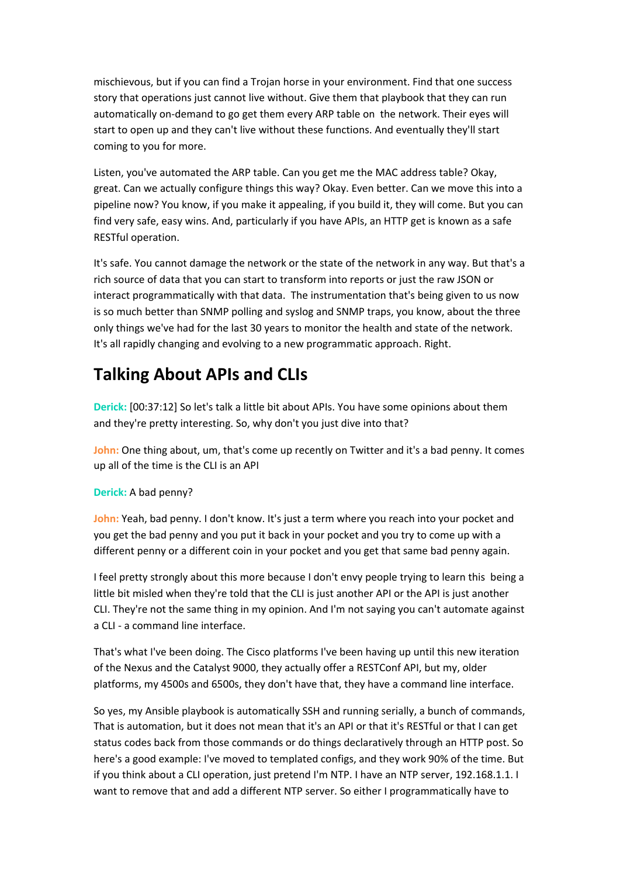mischievous, but if you can find a Trojan horse in your environment. Find that one success story that operations just cannot live without. Give them that playbook that they can run automatically on-demand to go get them every ARP table on the network. Their eyes will start to open up and they can't live without these functions. And eventually they'll start coming to you for more.

Listen, you've automated the ARP table. Can you get me the MAC address table? Okay, great. Can we actually configure things this way? Okay. Even better. Can we move this into a pipeline now? You know, if you make it appealing, if you build it, they will come. But you can find very safe, easy wins. And, particularly if you have APIs, an HTTP get is known as a safe RESTful operation.

It's safe. You cannot damage the network or the state of the network in any way. But that's a rich source of data that you can start to transform into reports or just the raw JSON or interact programmatically with that data. The instrumentation that's being given to us now is so much better than SNMP polling and syslog and SNMP traps, you know, about the three only things we've had for the last 30 years to monitor the health and state of the network. It's all rapidly changing and evolving to a new programmatic approach. Right.

## Talking About APIs and CLIs

**Derick:** [00:37:12] So let's talk a little bit about APIs. You have some opinions about them and they're pretty interesting. So, why don't you just dive into that?

**John:** One thing about, um, that's come up recently on Twitter and it's a bad penny. It comes up all of the time is the CLI is an API

**Derick:** A bad penny?

**John:** Yeah, bad penny. I don't know. It's just a term where you reach into your pocket and you get the bad penny and you put it back in your pocket and you try to come up with a different penny or a different coin in your pocket and you get that same bad penny again.

I feel pretty strongly about this more because I don't envy people trying to learn this being a little bit misled when they're told that the CLI is just another API or the API is just another CLI. They're not the same thing in my opinion. And I'm not saying you can't automate against a CLI - a command line interface.

That's what I've been doing. The Cisco platforms I've been having up until this new iteration of the Nexus and the Catalyst 9000, they actually offer a RESTConf API, but my, older platforms, my 4500s and 6500s, they don't have that, they have a command line interface.

So yes, my Ansible playbook is automatically SSH and running serially, a bunch of commands, That is automation, but it does not mean that it's an API or that it's RESTful or that I can get status codes back from those commands or do things declaratively through an HTTP post. So here's a good example: I've moved to templated configs, and they work 90% of the time. But if you think about a CLI operation, just pretend I'm NTP. I have an NTP server, 192.168.1.1. I want to remove that and add a different NTP server. So either I programmatically have to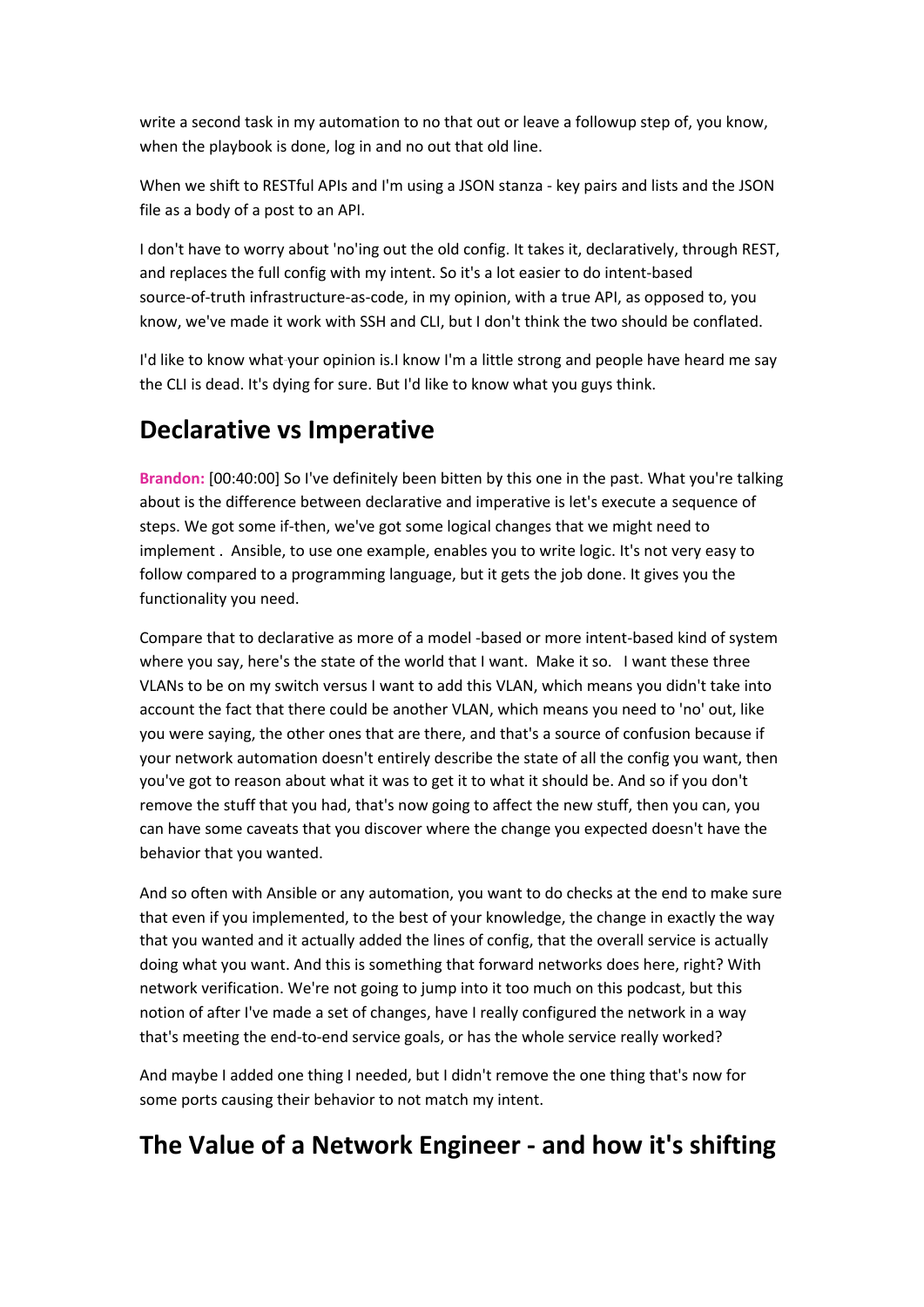write a second task in my automation to no that out or leave a followup step of, you know, when the playbook is done, log in and no out that old line.

When we shift to RESTful APIs and I'm using a JSON stanza - key pairs and lists and the JSON file as a body of a post to an API.

I don't have to worry about 'no'ing out the old config. It takes it, declaratively, through REST, and replaces the full config with my intent. So it's a lot easier to do intent-based source-of-truth infrastructure-as-code, in my opinion, with a true API, as opposed to, you know, we've made it work with SSH and CLI, but I don't think the two should be conflated.

I'd like to know what your opinion is.I know I'm a little strong and people have heard me say the CLI is dead. It's dying for sure. But I'd like to know what you guys think.

## Declarative vs Imperative

**Brandon:** [00:40:00] So I've definitely been bitten by this one in the past. What you're talking about is the difference between declarative and imperative is let's execute a sequence of steps. We got some if-then, we've got some logical changes that we might need to implement . Ansible, to use one example, enables you to write logic. It's not very easy to follow compared to a programming language, but it gets the job done. It gives you the functionality you need.

Compare that to declarative as more of a model -based or more intent-based kind of system where you say, here's the state of the world that I want. Make it so. I want these three VLANs to be on my switch versus I want to add this VLAN, which means you didn't take into account the fact that there could be another VLAN, which means you need to 'no' out, like you were saying, the other ones that are there, and that's a source of confusion because if your network automation doesn't entirely describe the state of all the config you want, then you've got to reason about what it was to get it to what it should be. And so if you don't remove the stuff that you had, that's now going to affect the new stuff, then you can, you can have some caveats that you discover where the change you expected doesn't have the behavior that you wanted.

And so often with Ansible or any automation, you want to do checks at the end to make sure that even if you implemented, to the best of your knowledge, the change in exactly the way that you wanted and it actually added the lines of config, that the overall service is actually doing what you want. And this is something that forward networks does here, right? With network verification. We're not going to jump into it too much on this podcast, but this notion of after I've made a set of changes, have I really configured the network in a way that's meeting the end-to-end service goals, or has the whole service really worked?

And maybe I added one thing I needed, but I didn't remove the one thing that's now for some ports causing their behavior to not match my intent.

## The Value of a Network Engineer - and how it's shifting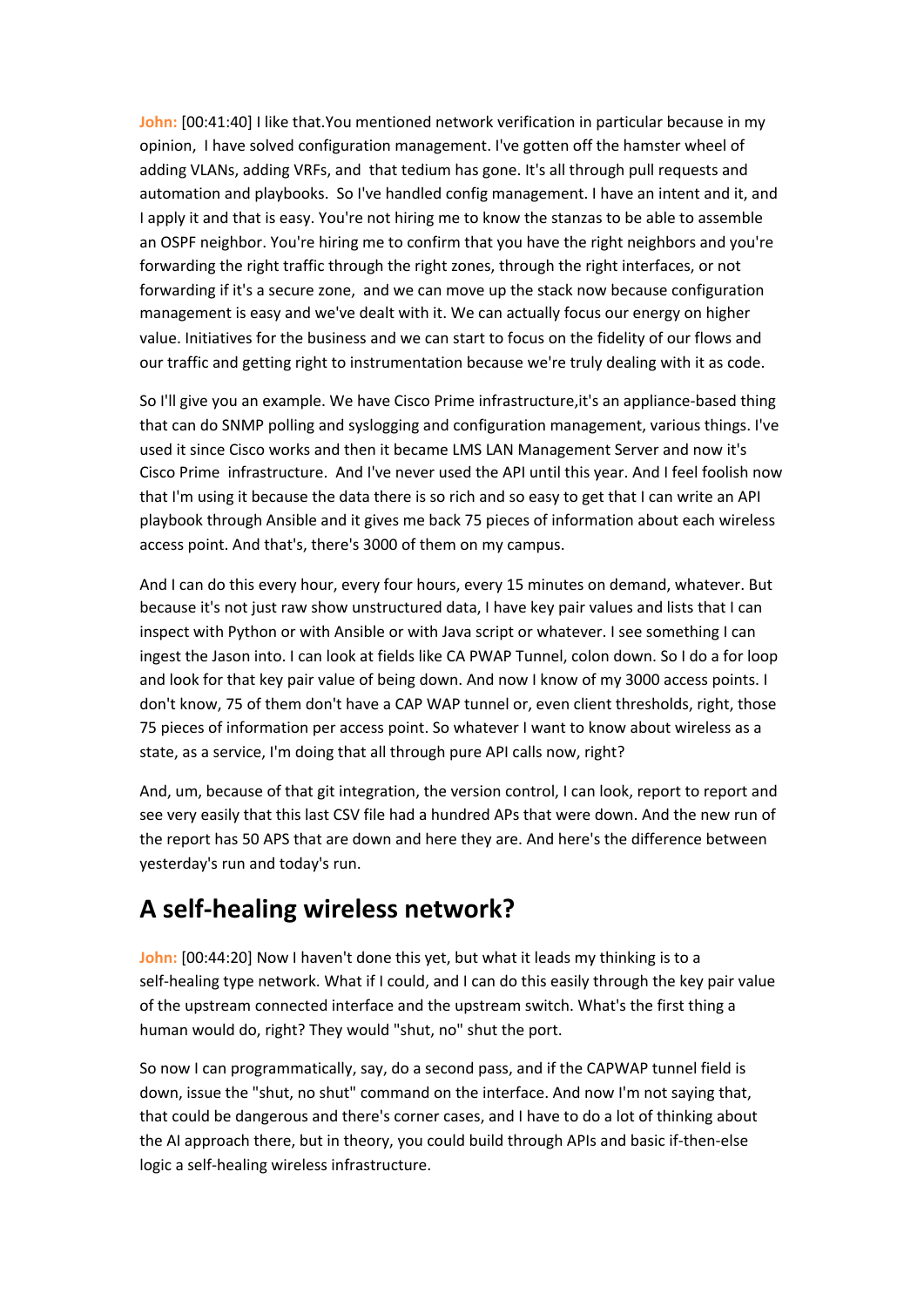**John:** [00:41:40] I like that.You mentioned network verification in particular because in my opinion, I have solved configuration management. I've gotten off the hamster wheel of adding VLANs, adding VRFs, and that tedium has gone. It's all through pull requests and automation and playbooks. So I've handled config management. I have an intent and it, and I apply it and that is easy. You're not hiring me to know the stanzas to be able to assemble an OSPF neighbor. You're hiring me to confirm that you have the right neighbors and you're forwarding the right traffic through the right zones, through the right interfaces, or not forwarding if it's a secure zone, and we can move up the stack now because configuration management is easy and we've dealt with it. We can actually focus our energy on higher value. Initiatives for the business and we can start to focus on the fidelity of our flows and our traffic and getting right to instrumentation because we're truly dealing with it as code.

So I'll give you an example. We have Cisco Prime infrastructure,it's an appliance-based thing that can do SNMP polling and syslogging and configuration management, various things. I've used it since Cisco works and then it became LMS LAN Management Server and now it's Cisco Prime infrastructure. And I've never used the API until this year. And I feel foolish now that I'm using it because the data there is so rich and so easy to get that I can write an API playbook through Ansible and it gives me back 75 pieces of information about each wireless access point. And that's, there's 3000 of them on my campus.

And I can do this every hour, every four hours, every 15 minutes on demand, whatever. But because it's not just raw show unstructured data, I have key pair values and lists that I can inspect with Python or with Ansible or with Java script or whatever. I see something I can ingest the Jason into. I can look at fields like CA PWAP Tunnel, colon down. So I do a for loop and look for that key pair value of being down. And now I know of my 3000 access points. I don't know, 75 of them don't have a CAP WAP tunnel or, even client thresholds, right, those 75 pieces of information per access point. So whatever I want to know about wireless as a state, as a service, I'm doing that all through pure API calls now, right?

And, um, because of that git integration, the version control, I can look, report to report and see very easily that this last CSV file had a hundred APs that were down. And the new run of the report has 50 APS that are down and here they are. And here's the difference between yesterday's run and today's run.

## A self-healing wireless network?

**John:** [00:44:20] Now I haven't done this yet, but what it leads my thinking is to a self-healing type network. What if I could, and I can do this easily through the key pair value of the upstream connected interface and the upstream switch. What's the first thing a human would do, right? They would "shut, no" shut the port.

So now I can programmatically, say, do a second pass, and if the CAPWAP tunnel field is down, issue the "shut, no shut" command on the interface. And now I'm not saying that, that could be dangerous and there's corner cases, and I have to do a lot of thinking about the AI approach there, but in theory, you could build through APIs and basic if-then-else logic a self-healing wireless infrastructure.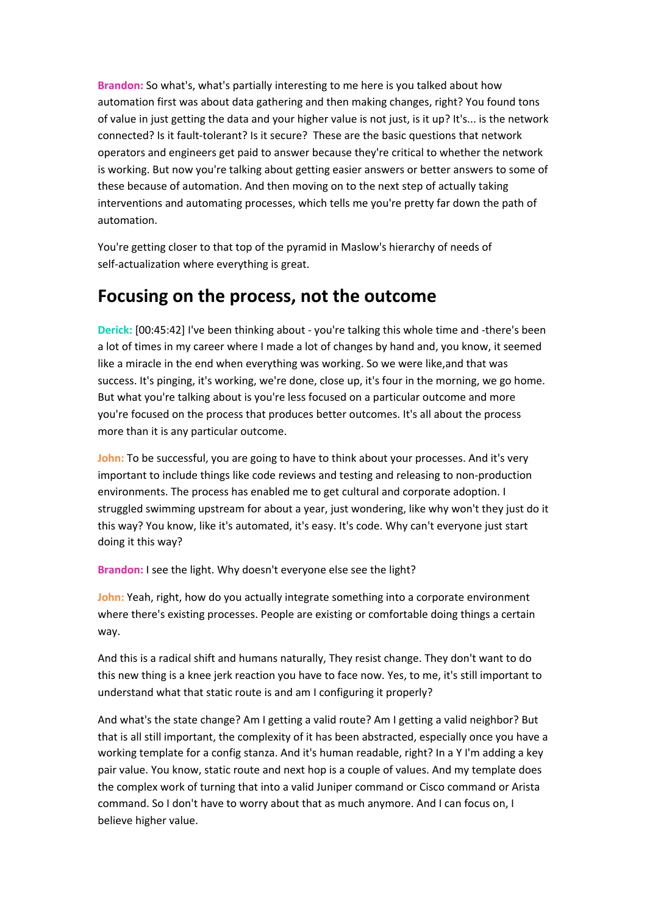**Brandon:** So what's, what's partially interesting to me here is you talked about how automation first was about data gathering and then making changes, right? You found tons of value in just getting the data and your higher value is not just, is it up? It's... is the network connected? Is it fault-tolerant? Is it secure? These are the basic questions that network operators and engineers get paid to answer because they're critical to whether the network is working. But now you're talking about getting easier answers or better answers to some of these because of automation. And then moving on to the next step of actually taking interventions and automating processes, which tells me you're pretty far down the path of automation.

You're getting closer to that top of the pyramid in Maslow's hierarchy of needs of self-actualization where everything is great.

## Focusing on the process, not the outcome

**Derick:** [00:45:42] I've been thinking about - you're talking this whole time and -there's been a lot of times in my career where I made a lot of changes by hand and, you know, it seemed like a miracle in the end when everything was working. So we were like,and that was success. It's pinging, it's working, we're done, close up, it's four in the morning, we go home. But what you're talking about is you're less focused on a particular outcome and more you're focused on the process that produces better outcomes. It's all about the process more than it is any particular outcome.

**John:** To be successful, you are going to have to think about your processes. And it's very important to include things like code reviews and testing and releasing to non-production environments. The process has enabled me to get cultural and corporate adoption. I struggled swimming upstream for about a year, just wondering, like why won't they just do it this way? You know, like it's automated, it's easy. It's code. Why can't everyone just start doing it this way?

**Brandon:** I see the light. Why doesn't everyone else see the light?

**John:** Yeah, right, how do you actually integrate something into a corporate environment where there's existing processes. People are existing or comfortable doing things a certain way.

And this is a radical shift and humans naturally, They resist change. They don't want to do this new thing is a knee jerk reaction you have to face now. Yes, to me, it's still important to understand what that static route is and am I configuring it properly?

And what's the state change? Am I getting a valid route? Am I getting a valid neighbor? But that is all still important, the complexity of it has been abstracted, especially once you have a working template for a config stanza. And it's human readable, right? In a Y I'm adding a key pair value. You know, static route and next hop is a couple of values. And my template does the complex work of turning that into a valid Juniper command or Cisco command or Arista command. So I don't have to worry about that as much anymore. And I can focus on, I believe higher value.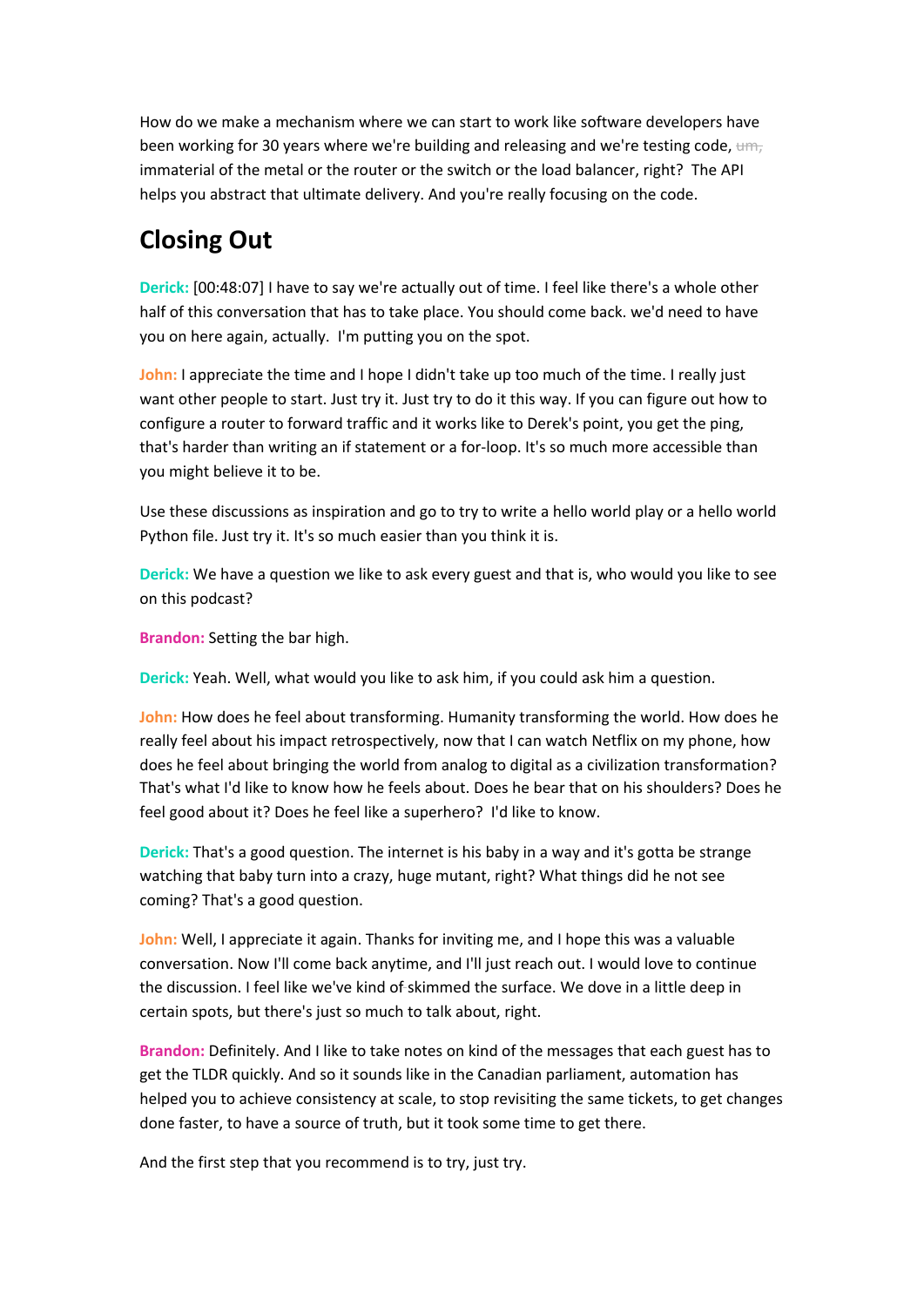How do we make a mechanism where we can start to work like software developers have been working for 30 years where we're building and releasing and we're testing code, ~~um,~~ immaterial of the metal or the router or the switch or the load balancer, right? The API helps you abstract that ultimate delivery. And you're really focusing on the code.

## Closing Out

**Derick:** [00:48:07] I have to say we're actually out of time. I feel like there's a whole other half of this conversation that has to take place. You should come back. we'd need to have you on here again, actually. I'm putting you on the spot.

**John:** I appreciate the time and I hope I didn't take up too much of the time. I really just want other people to start. Just try it. Just try to do it this way. If you can figure out how to configure a router to forward traffic and it works like to Derek's point, you get the ping, that's harder than writing an if statement or a for-loop. It's so much more accessible than you might believe it to be.

Use these discussions as inspiration and go to try to write a hello world play or a hello world Python file. Just try it. It's so much easier than you think it is.

**Derick:** We have a question we like to ask every guest and that is, who would you like to see on this podcast?

**Brandon:** Setting the bar high.

**Derick:** Yeah. Well, what would you like to ask him, if you could ask him a question.

**John:** How does he feel about transforming. Humanity transforming the world. How does he really feel about his impact retrospectively, now that I can watch Netflix on my phone, how does he feel about bringing the world from analog to digital as a civilization transformation? That's what I'd like to know how he feels about. Does he bear that on his shoulders? Does he feel good about it? Does he feel like a superhero? I'd like to know.

**Derick:** That's a good question. The internet is his baby in a way and it's gotta be strange watching that baby turn into a crazy, huge mutant, right? What things did he not see coming? That's a good question.

**John:** Well, I appreciate it again. Thanks for inviting me, and I hope this was a valuable conversation. Now I'll come back anytime, and I'll just reach out. I would love to continue the discussion. I feel like we've kind of skimmed the surface. We dove in a little deep in certain spots, but there's just so much to talk about, right.

**Brandon:** Definitely. And I like to take notes on kind of the messages that each guest has to get the TLDR quickly. And so it sounds like in the Canadian parliament, automation has helped you to achieve consistency at scale, to stop revisiting the same tickets, to get changes done faster, to have a source of truth, but it took some time to get there.

And the first step that you recommend is to try, just try.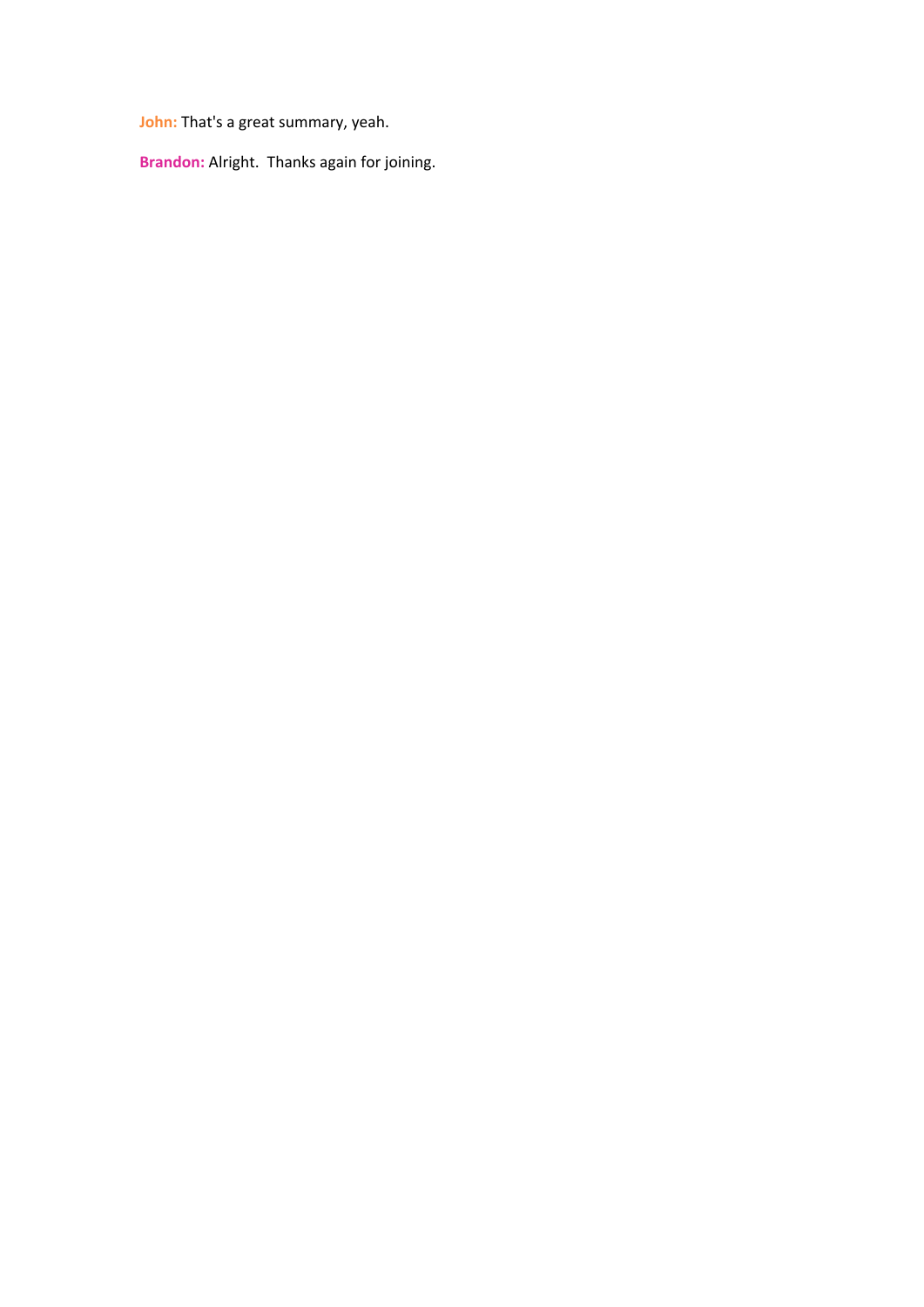**John:** That's a great summary, yeah.

**Brandon:** Alright.  Thanks again for joining.